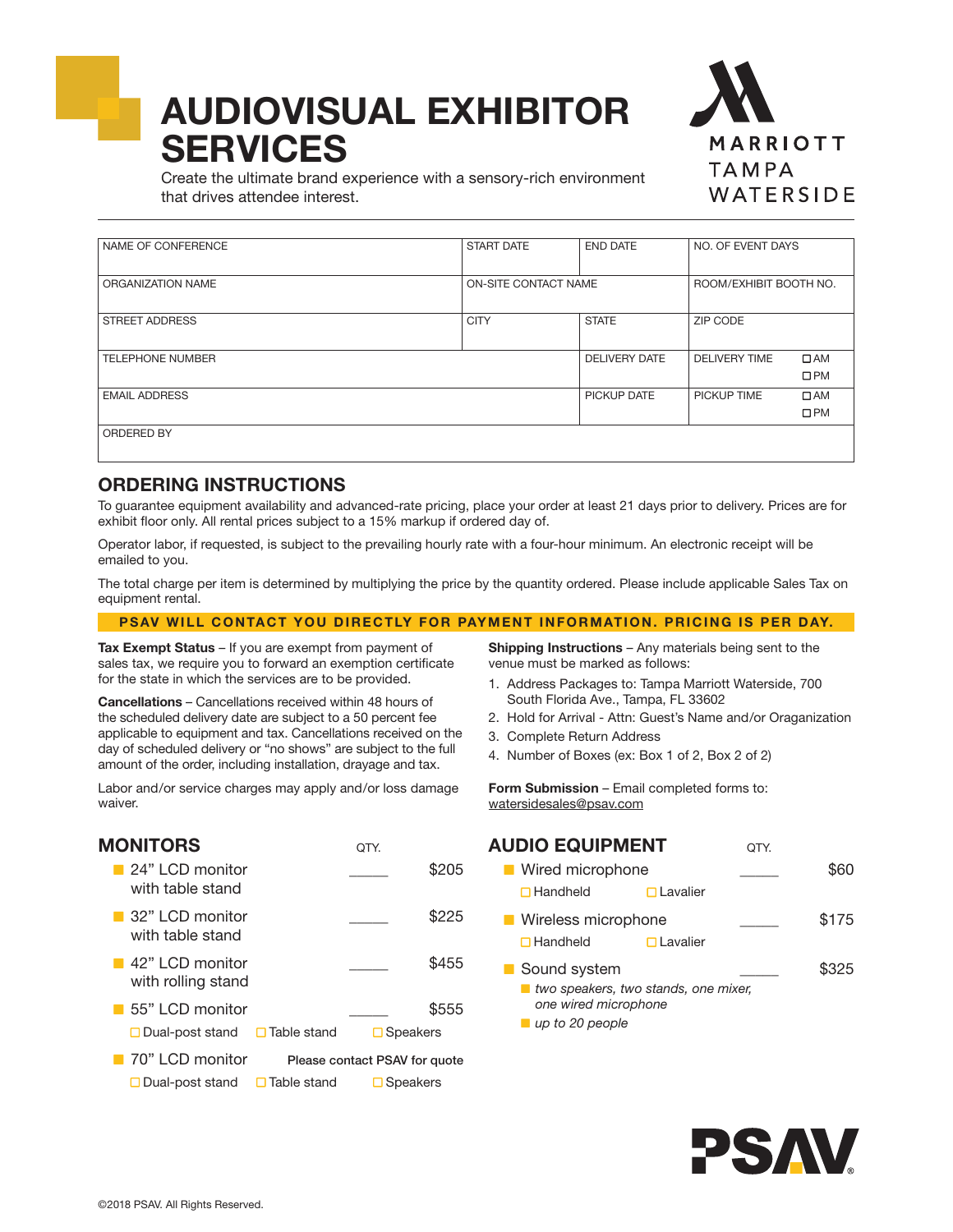# AUDIOVISUAL EXHIBITOR SERVICES

Create the ultimate brand experience with a sensory-rich environment that drives attendee interest.

MARRIOTT TAMPA WATERSIDE

| NAME OF CONFERENCE | START DATE | END DATE | NO. OF EVENT DAYS |
|---|---|---|---|
| ORGANIZATION NAME | ON-SITE CONTACT NAME | | ROOM/EXHIBIT BOOTH NO. |
| STREET ADDRESS | CITY | STATE | ZIP CODE |
| TELEPHONE NUMBER | | DELIVERY DATE | DELIVERY TIME ☐AM ☐PM |
| EMAIL ADDRESS | | PICKUP DATE | PICKUP TIME ☐AM ☐PM |
| ORDERED BY | | | |

## ORDERING INSTRUCTIONS

To guarantee equipment availability and advanced-rate pricing, place your order at least 21 days prior to delivery. Prices are for exhibit floor only. All rental prices subject to a 15% markup if ordered day of.

Operator labor, if requested, is subject to the prevailing hourly rate with a four-hour minimum. An electronic receipt will be emailed to you.

The total charge per item is determined by multiplying the price by the quantity ordered. Please include applicable Sales Tax on equipment rental.

**PSAV WILL CONTACT YOU DIRECTLY FOR PAYMENT INFORMATION. PRICING IS PER DAY.**

**Tax Exempt Status** – If you are exempt from payment of sales tax, we require you to forward an exemption certificate for the state in which the services are to be provided.

**Cancellations** – Cancellations received within 48 hours of the scheduled delivery date are subject to a 50 percent fee applicable to equipment and tax. Cancellations received on the day of scheduled delivery or "no shows" are subject to the full amount of the order, including installation, drayage and tax.

Labor and/or service charges may apply and/or loss damage waiver.

**Shipping Instructions** – Any materials being sent to the venue must be marked as follows:

1. Address Packages to: Tampa Marriott Waterside, 700 South Florida Ave., Tampa, FL 33602
2. Hold for Arrival - Attn: Guest's Name and/or Oraganization
3. Complete Return Address
4. Number of Boxes (ex: Box 1 of 2, Box 2 of 2)

**Form Submission** – Email completed forms to: watersidesales@psav.com

## MONITORS

| Item | QTY. | Price |
|---|---|---|
| 24" LCD monitor with table stand | _____ | $205 |
| 32" LCD monitor with table stand | _____ | $225 |
| 42" LCD monitor with rolling stand | _____ | $455 |
| 55" LCD monitor (☐ Dual-post stand ☐ Table stand ☐ Speakers) | _____ | $555 |
| 70" LCD monitor (☐ Dual-post stand ☐ Table stand ☐ Speakers) | | Please contact PSAV for quote |

## AUDIO EQUIPMENT

| Item | QTY. | Price |
|---|---|---|
| Wired microphone (☐ Handheld ☐ Lavalier) | _____ | $60 |
| Wireless microphone (☐ Handheld ☐ Lavalier) | _____ | $175 |
| Sound system | _____ | $325 |

- *two speakers, two stands, one mixer, one wired microphone*
- *up to 20 people*

PSAV

©2018 PSAV. All Rights Reserved.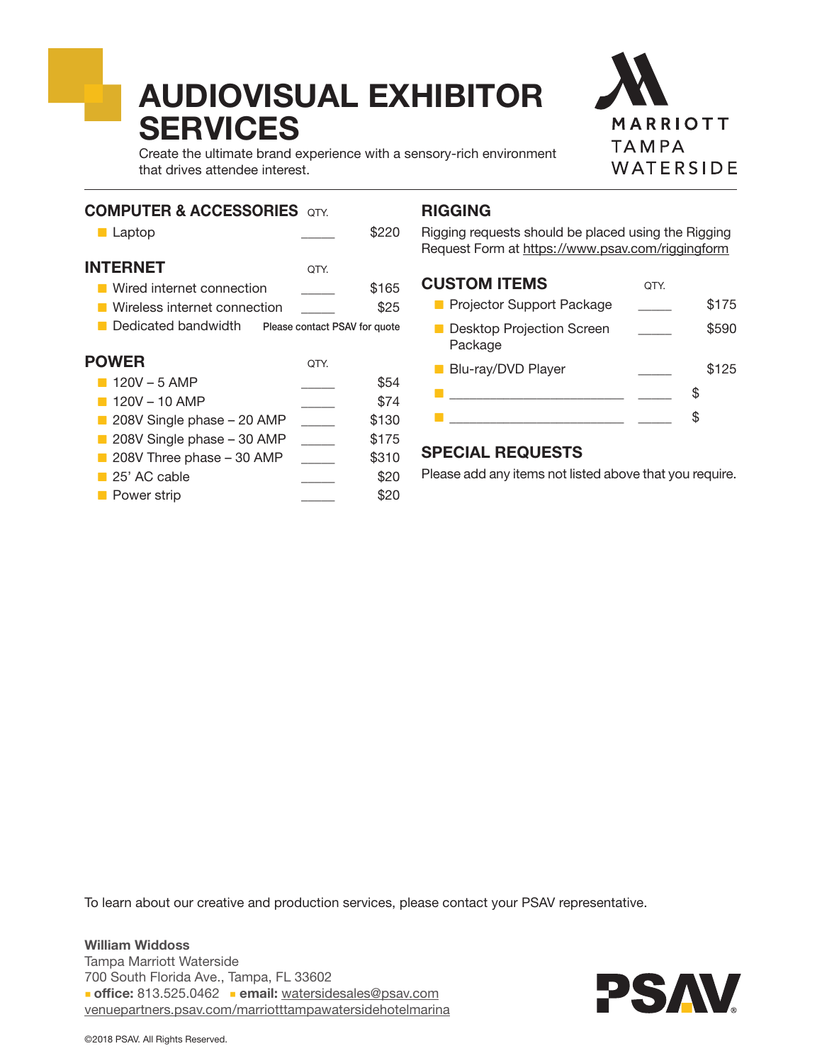# AUDIOVISUAL EXHIBITOR SERVICES

Create the ultimate brand experience with a sensory-rich environment that drives attendee interest.

MARRIOTT TAMPA WATERSIDE

## COMPUTER & ACCESSORIES

| Item | QTY. | Price |
|---|---|---|
| Laptop | _____ | $220 |

## INTERNET

| Item | QTY. | Price |
|---|---|---|
| Wired internet connection | _____ | $165 |
| Wireless internet connection | _____ | $25 |
| Dedicated bandwidth | Please contact PSAV for quote | |

## POWER

| Item | QTY. | Price |
|---|---|---|
| 120V – 5 AMP | _____ | $54 |
| 120V – 10 AMP | _____ | $74 |
| 208V Single phase – 20 AMP | _____ | $130 |
| 208V Single phase – 30 AMP | _____ | $175 |
| 208V Three phase – 30 AMP | _____ | $310 |
| 25' AC cable | _____ | $20 |
| Power strip | _____ | $20 |

## RIGGING

Rigging requests should be placed using the Rigging Request Form at https://www.psav.com/riggingform

## CUSTOM ITEMS

| Item | QTY. | Price |
|---|---|---|
| Projector Support Package | _____ | $175 |
| Desktop Projection Screen Package | _____ | $590 |
| Blu-ray/DVD Player | _____ | $125 |
| ______________________ | _____ | $ |
| ______________________ | _____ | $ |

## SPECIAL REQUESTS

Please add any items not listed above that you require.

To learn about our creative and production services, please contact your PSAV representative.

**William Widdoss**
Tampa Marriott Waterside
700 South Florida Ave., Tampa, FL 33602
**office:** 813.525.0462 **email:** watersidesales@psav.com
venuepartners.psav.com/marriotttampawatersidehotelmarina

PSAV

©2018 PSAV. All Rights Reserved.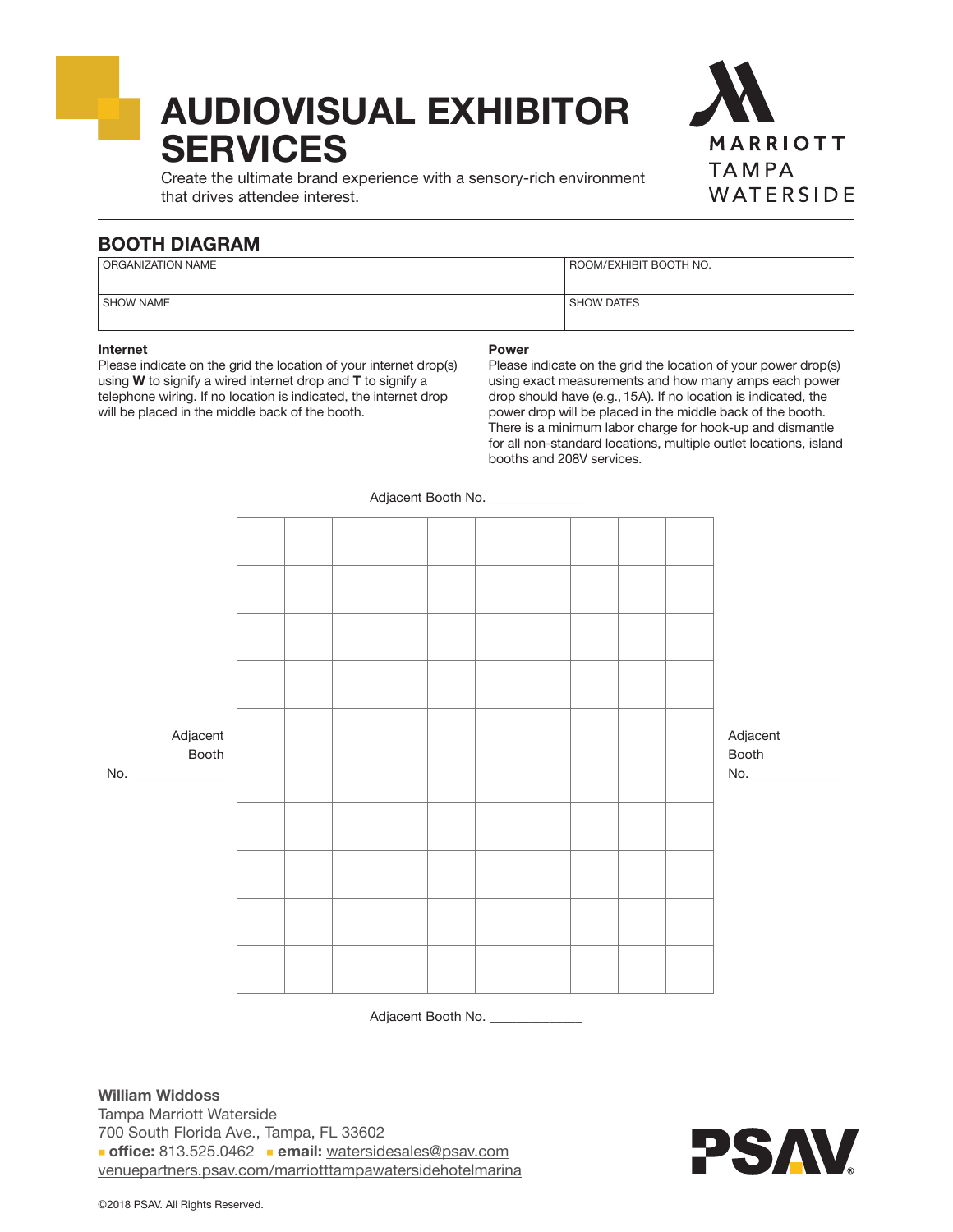# AUDIOVISUAL EXHIBITOR SERVICES

Create the ultimate brand experience with a sensory-rich environment that drives attendee interest.

MARRIOTT TAMPA WATERSIDE

## BOOTH DIAGRAM

| | |
|---|---|
| ORGANIZATION NAME | ROOM/EXHIBIT BOOTH NO. |
| SHOW NAME | SHOW DATES |

**Internet**
Please indicate on the grid the location of your internet drop(s) using **W** to signify a wired internet drop and **T** to signify a telephone wiring. If no location is indicated, the internet drop will be placed in the middle back of the booth.

**Power**
Please indicate on the grid the location of your power drop(s) using exact measurements and how many amps each power drop should have (e.g., 15A). If no location is indicated, the power drop will be placed in the middle back of the booth. There is a minimum labor charge for hook-up and dismantle for all non-standard locations, multiple outlet locations, island booths and 208V services.

Adjacent Booth No. ____________

Adjacent Booth No. ____________

Adjacent Booth No. ____________

Adjacent Booth No. ____________

**William Widdoss**
Tampa Marriott Waterside
700 South Florida Ave., Tampa, FL 33602
**office:** 813.525.0462 **email:** watersidesales@psav.com
venuepartners.psav.com/marriotttampawatersidehotelmarina

PSAV

©2018 PSAV. All Rights Reserved.